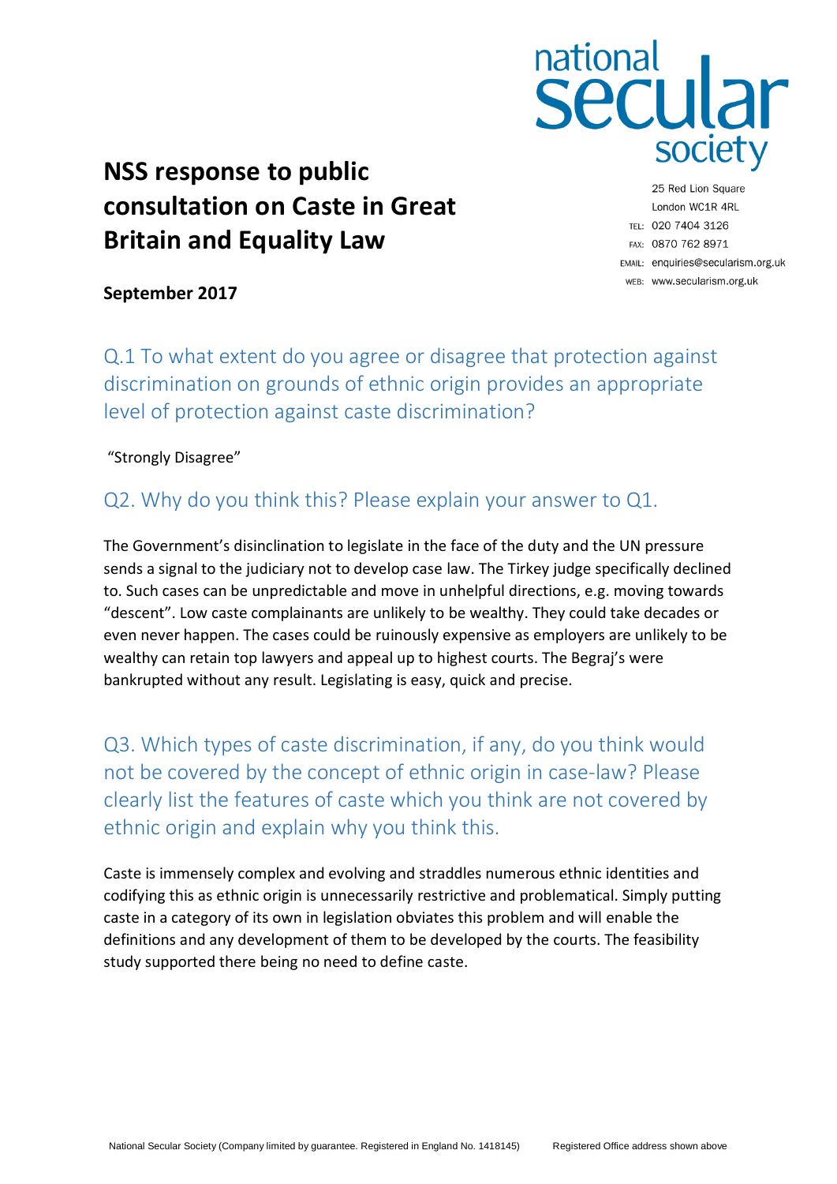national secular society

25 Red Lion Square
London WC1R 4RL
TEL: 020 7404 3126
FAX: 0870 762 8971
EMAIL: enquiries@secularism.org.uk
WEB: www.secularism.org.uk

# NSS response to public consultation on Caste in Great Britain and Equality Law

**September 2017**

## Q.1 To what extent do you agree or disagree that protection against discrimination on grounds of ethnic origin provides an appropriate level of protection against caste discrimination?

"Strongly Disagree"

## Q2. Why do you think this? Please explain your answer to Q1.

The Government's disinclination to legislate in the face of the duty and the UN pressure sends a signal to the judiciary not to develop case law. The Tirkey judge specifically declined to. Such cases can be unpredictable and move in unhelpful directions, e.g. moving towards "descent". Low caste complainants are unlikely to be wealthy. They could take decades or even never happen. The cases could be ruinously expensive as employers are unlikely to be wealthy can retain top lawyers and appeal up to highest courts. The Begraj's were bankrupted without any result. Legislating is easy, quick and precise.

## Q3. Which types of caste discrimination, if any, do you think would not be covered by the concept of ethnic origin in case-law? Please clearly list the features of caste which you think are not covered by ethnic origin and explain why you think this.

Caste is immensely complex and evolving and straddles numerous ethnic identities and codifying this as ethnic origin is unnecessarily restrictive and problematical. Simply putting caste in a category of its own in legislation obviates this problem and will enable the definitions and any development of them to be developed by the courts. The feasibility study supported there being no need to define caste.

National Secular Society (Company limited by guarantee. Registered in England No. 1418145) Registered Office address shown above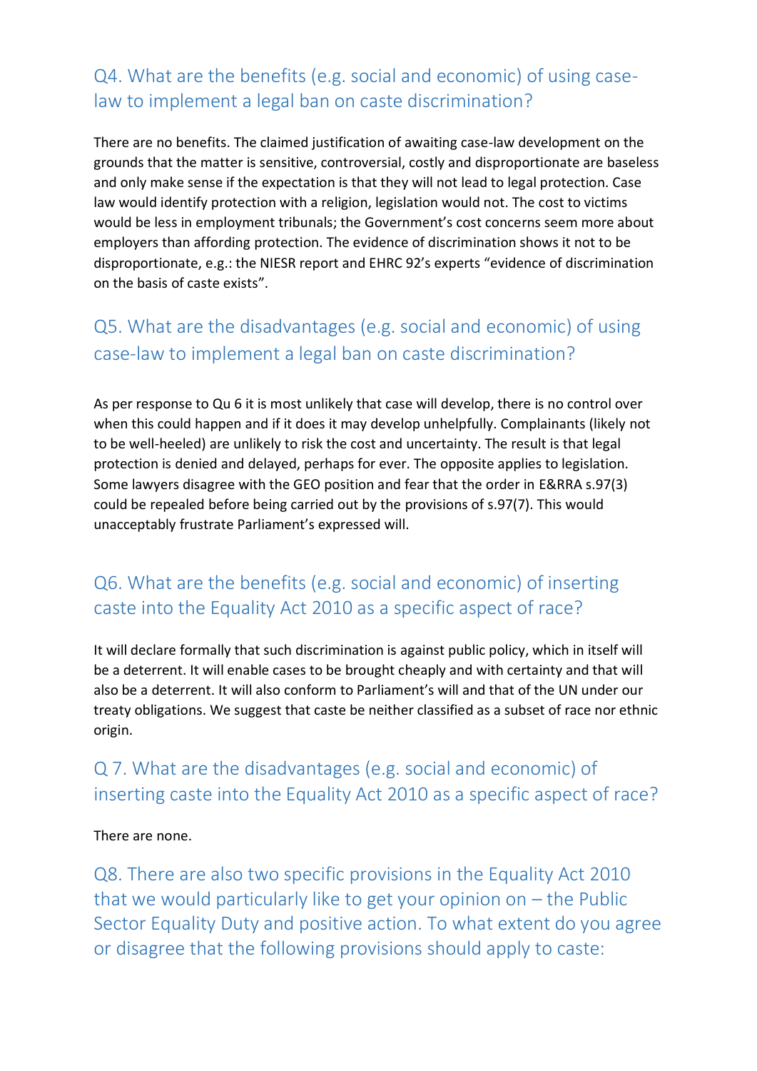## Q4. What are the benefits (e.g. social and economic) of using case-law to implement a legal ban on caste discrimination?

There are no benefits. The claimed justification of awaiting case-law development on the grounds that the matter is sensitive, controversial, costly and disproportionate are baseless and only make sense if the expectation is that they will not lead to legal protection. Case law would identify protection with a religion, legislation would not. The cost to victims would be less in employment tribunals; the Government's cost concerns seem more about employers than affording protection. The evidence of discrimination shows it not to be disproportionate, e.g.: the NIESR report and EHRC 92's experts "evidence of discrimination on the basis of caste exists".

## Q5. What are the disadvantages (e.g. social and economic) of using case-law to implement a legal ban on caste discrimination?

As per response to Qu 6 it is most unlikely that case will develop, there is no control over when this could happen and if it does it may develop unhelpfully. Complainants (likely not to be well-heeled) are unlikely to risk the cost and uncertainty. The result is that legal protection is denied and delayed, perhaps for ever. The opposite applies to legislation. Some lawyers disagree with the GEO position and fear that the order in E&RRA s.97(3) could be repealed before being carried out by the provisions of s.97(7). This would unacceptably frustrate Parliament's expressed will.

## Q6. What are the benefits (e.g. social and economic) of inserting caste into the Equality Act 2010 as a specific aspect of race?

It will declare formally that such discrimination is against public policy, which in itself will be a deterrent. It will enable cases to be brought cheaply and with certainty and that will also be a deterrent. It will also conform to Parliament's will and that of the UN under our treaty obligations. We suggest that caste be neither classified as a subset of race nor ethnic origin.

## Q 7. What are the disadvantages (e.g. social and economic) of inserting caste into the Equality Act 2010 as a specific aspect of race?

There are none.

## Q8. There are also two specific provisions in the Equality Act 2010 that we would particularly like to get your opinion on – the Public Sector Equality Duty and positive action. To what extent do you agree or disagree that the following provisions should apply to caste: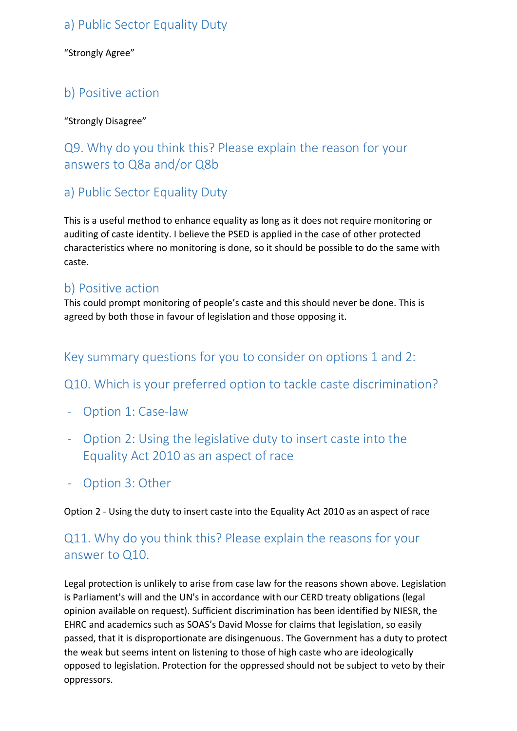## a) Public Sector Equality Duty

"Strongly Agree"

## b) Positive action

"Strongly Disagree"

## Q9. Why do you think this? Please explain the reason for your answers to Q8a and/or Q8b

## a) Public Sector Equality Duty

This is a useful method to enhance equality as long as it does not require monitoring or auditing of caste identity. I believe the PSED is applied in the case of other protected characteristics where no monitoring is done, so it should be possible to do the same with caste.

## b) Positive action

This could prompt monitoring of people's caste and this should never be done. This is agreed by both those in favour of legislation and those opposing it.

## Key summary questions for you to consider on options 1 and 2:

## Q10. Which is your preferred option to tackle caste discrimination?

- Option 1: Case-law
- Option 2: Using the legislative duty to insert caste into the Equality Act 2010 as an aspect of race
- Option 3: Other

Option 2 - Using the duty to insert caste into the Equality Act 2010 as an aspect of race

## Q11. Why do you think this? Please explain the reasons for your answer to Q10.

Legal protection is unlikely to arise from case law for the reasons shown above. Legislation is Parliament's will and the UN's in accordance with our CERD treaty obligations (legal opinion available on request). Sufficient discrimination has been identified by NIESR, the EHRC and academics such as SOAS's David Mosse for claims that legislation, so easily passed, that it is disproportionate are disingenuous. The Government has a duty to protect the weak but seems intent on listening to those of high caste who are ideologically opposed to legislation. Protection for the oppressed should not be subject to veto by their oppressors.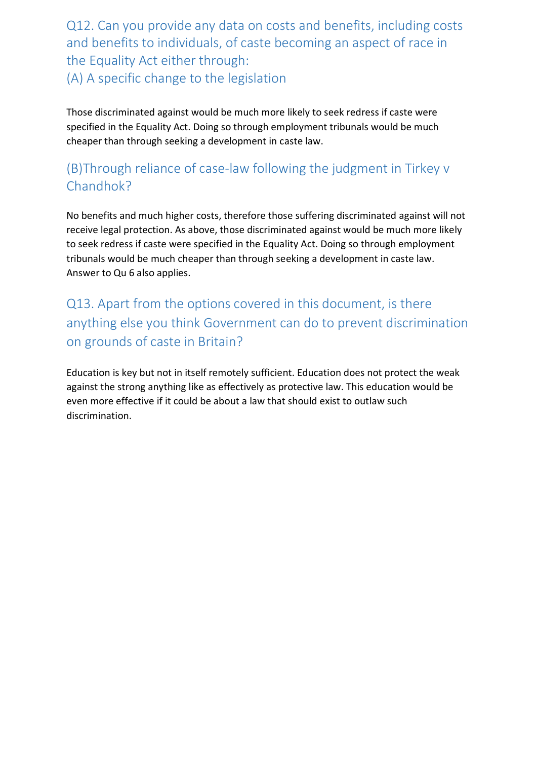## Q12. Can you provide any data on costs and benefits, including costs and benefits to individuals, of caste becoming an aspect of race in the Equality Act either through:
## (A) A specific change to the legislation

Those discriminated against would be much more likely to seek redress if caste were specified in the Equality Act. Doing so through employment tribunals would be much cheaper than through seeking a development in caste law.

## (B)Through reliance of case-law following the judgment in Tirkey v Chandhok?

No benefits and much higher costs, therefore those suffering discriminated against will not receive legal protection. As above, those discriminated against would be much more likely to seek redress if caste were specified in the Equality Act. Doing so through employment tribunals would be much cheaper than through seeking a development in caste law. Answer to Qu 6 also applies.

## Q13. Apart from the options covered in this document, is there anything else you think Government can do to prevent discrimination on grounds of caste in Britain?

Education is key but not in itself remotely sufficient. Education does not protect the weak against the strong anything like as effectively as protective law. This education would be even more effective if it could be about a law that should exist to outlaw such discrimination.